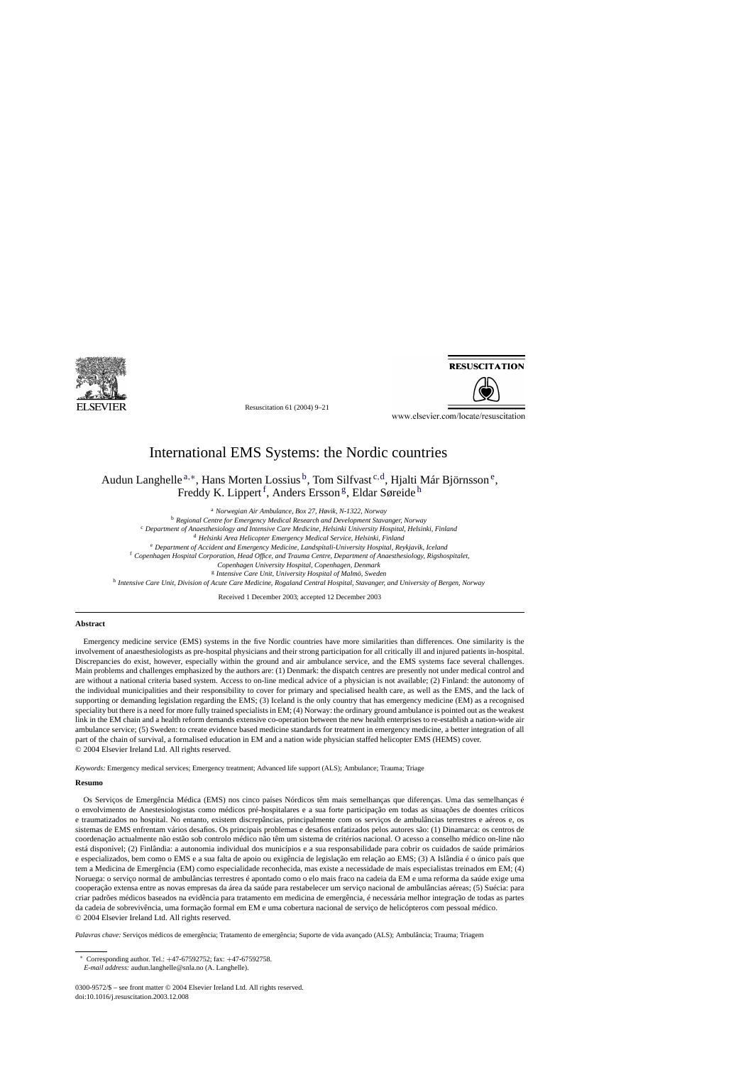# International EMS Systems: the Nordic countries

Audun Langhelle [a,*], Hans Morten Lossius [b], Tom Silfvast [c,d], Hjalti Már Björnsson [e], Freddy K. Lippert [f], Anders Ersson [g], Eldar Søreide [h]

[a] *Norwegian Air Ambulance, Box 27, Høvik, N-1322, Norway*
[b] *Regional Centre for Emergency Medical Research and Development Stavanger, Norway*
[c] *Department of Anaesthesiology and Intensive Care Medicine, Helsinki University Hospital, Helsinki, Finland*
[d] *Helsinki Area Helicopter Emergency Medical Service, Helsinki, Finland*
[e] *Department of Accident and Emergency Medicine, Landspitali-University Hospital, Reykjavik, Iceland*
[f] *Copenhagen Hospital Corporation, Head Office, and Trauma Centre, Department of Anaesthesiology, Rigshospitalet, Copenhagen University Hospital, Copenhagen, Denmark*
[g] *Intensive Care Unit, University Hospital of Malmö, Sweden*
[h] *Intensive Care Unit, Division of Acute Care Medicine, Rogaland Central Hospital, Stavanger, and University of Bergen, Norway*

Received 1 December 2003; accepted 12 December 2003

## Abstract

Emergency medicine service (EMS) systems in the five Nordic countries have more similarities than differences. One similarity is the involvement of anaesthesiologists as pre-hospital physicians and their strong participation for all critically ill and injured patients in-hospital. Discrepancies do exist, however, especially within the ground and air ambulance service, and the EMS systems face several challenges. Main problems and challenges emphasized by the authors are: (1) Denmark: the dispatch centres are presently not under medical control and are without a national criteria based system. Access to on-line medical advice of a physician is not available; (2) Finland: the autonomy of the individual municipalities and their responsibility to cover for primary and specialised health care, as well as the EMS, and the lack of supporting or demanding legislation regarding the EMS; (3) Iceland is the only country that has emergency medicine (EM) as a recognised speciality but there is a need for more fully trained specialists in EM; (4) Norway: the ordinary ground ambulance is pointed out as the weakest link in the EM chain and a health reform demands extensive co-operation between the new health enterprises to re-establish a nation-wide air ambulance service; (5) Sweden: to create evidence based medicine standards for treatment in emergency medicine, a better integration of all part of the chain of survival, a formalised education in EM and a nation wide physician staffed helicopter EMS (HEMS) cover.
© 2004 Elsevier Ireland Ltd. All rights reserved.

*Keywords:* Emergency medical services; Emergency treatment; Advanced life support (ALS); Ambulance; Trauma; Triage

## Resumo

Os Serviços de Emergência Médica (EMS) nos cinco países Nórdicos têm mais semelhanças que diferenças. Uma das semelhanças é o envolvimento de Anestesiologistas como médicos pré-hospitalares e a sua forte participação em todas as situações de doentes críticos e traumatizados no hospital. No entanto, existem discrepâncias, principalmente com os serviços de ambulâncias terrestres e aéreos e, os sistemas de EMS enfrentam vários desafios. Os principais problemas e desafios enfatizados pelos autores são: (1) Dinamarca: os centros de coordenação actualmente não estão sob controlo médico não têm um sistema de critérios nacional. O acesso a conselho médico on-line não está disponível; (2) Finlândia: a autonomia individual dos municípios e a sua responsabilidade para cobrir os cuidados de saúde primários e especializados, bem como o EMS e a sua falta de apoio ou exigência de legislação em relação ao EMS; (3) A Islândia é o único país que tem a Medicina de Emergência (EM) como especialidade reconhecida, mas existe a necessidade de mais especialistas treinados em EM; (4) Noruega: o serviço normal de ambulâncias terrestres é apontado como o elo mais fraco na cadeia da EM e uma reforma da saúde exige uma cooperação extensa entre as novas empresas da área da saúde para restabelecer um serviço nacional de ambulâncias aéreas; (5) Suécia: para criar padrões médicos baseados na evidência para tratamento em medicina de emergência, é necessária melhor integração de todas as partes da cadeia de sobrevivência, uma formação formal em EM e uma cobertura nacional de serviço de helicópteros com pessoal médico.
© 2004 Elsevier Ireland Ltd. All rights reserved.

*Palavras chave:* Serviços médicos de emergência; Tratamento de emergência; Suporte de vida avançado (ALS); Ambulância; Trauma; Triagem

* Corresponding author. Tel.: +47-67592752; fax: +47-67592758.
*E-mail address:* audun.langhelle@snla.no (A. Langhelle).

0300-9572/$ – see front matter © 2004 Elsevier Ireland Ltd. All rights reserved.
doi:10.1016/j.resuscitation.2003.12.008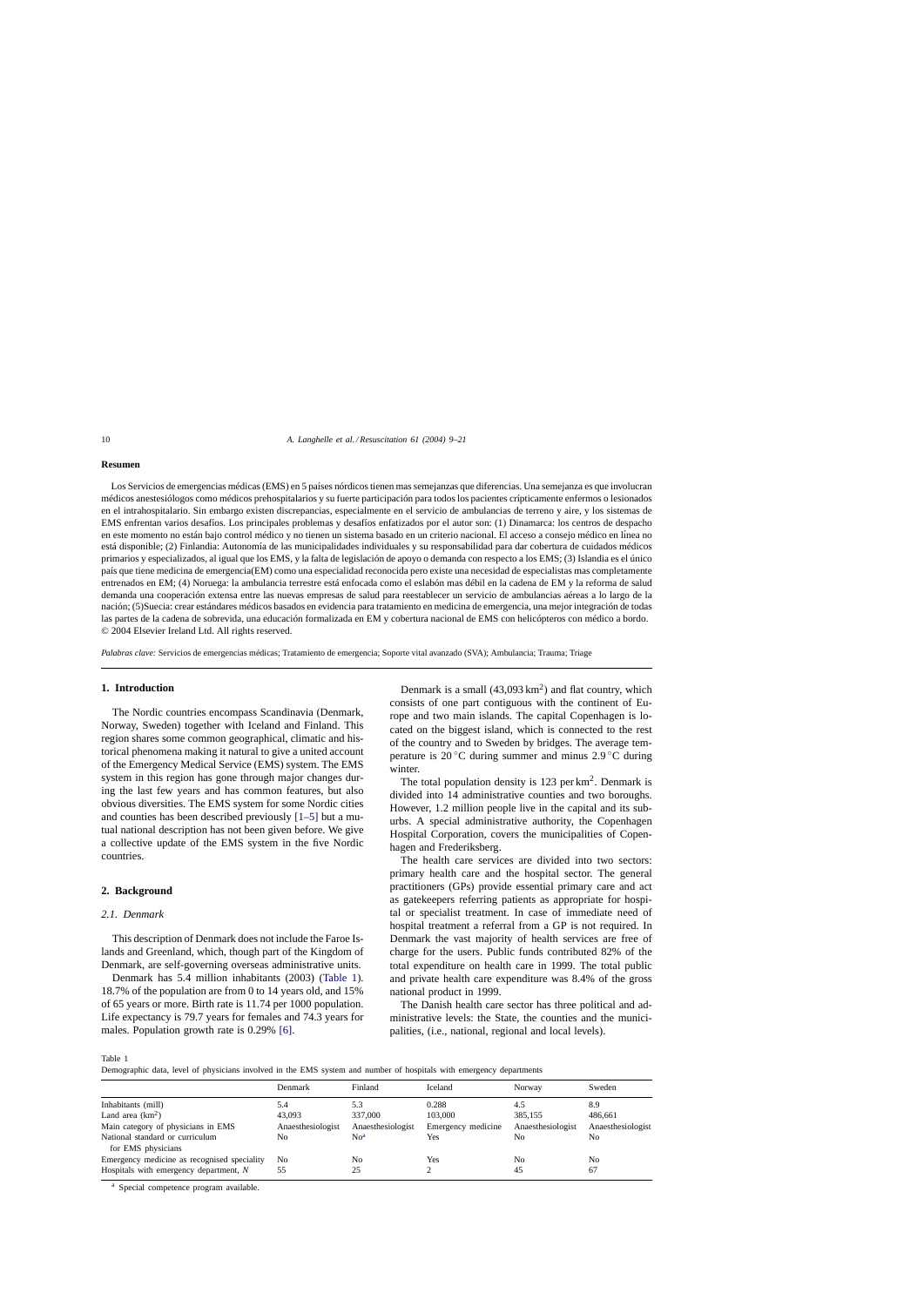**Resumen**

Los Servicios de emergencias médicas (EMS) en 5 países nórdicos tienen mas semejanzas que diferencias. Una semejanza es que involucran médicos anestesiólogos como médicos prehospitalarios y su fuerte participación para todos los pacientes crípticamente enfermos o lesionados en el intrahospitalario. Sin embargo existen discrepancias, especialmente en el servicio de ambulancias de terreno y aire, y los sistemas de EMS enfrentan varios desafíos. Los principales problemas y desafíos enfatizados por el autor son: (1) Dinamarca: los centros de despacho en este momento no están bajo control médico y no tienen un sistema basado en un criterio nacional. El acceso a consejo médico en línea no está disponible; (2) Finlandia: Autonomía de las municipalidades individuales y su responsabilidad para dar cobertura de cuidados médicos primarios y especializados, al igual que los EMS, y la falta de legislación de apoyo o demanda con respecto a los EMS; (3) Islandia es el único país que tiene medicina de emergencia(EM) como una especialidad reconocida pero existe una necesidad de especialistas mas completamente entrenados en EM; (4) Noruega: la ambulancia terrestre está enfocada como el eslabón mas débil en la cadena de EM y la reforma de salud demanda una cooperación extensa entre las nuevas empresas de salud para reestablecer un servicio de ambulancias aéreas a lo largo de la nación; (5)Suecia: crear estándares médicos basados en evidencia para tratamiento en medicina de emergencia, una mejor integración de todas las partes de la cadena de sobrevida, una educación formalizada en EM y cobertura nacional de EMS con helicópteros con médico a bordo.
© 2004 Elsevier Ireland Ltd. All rights reserved.

*Palabras clave:* Servicios de emergencias médicas; Tratamiento de emergencia; Soporte vital avanzado (SVA); Ambulancia; Trauma; Triage

## 1. Introduction

The Nordic countries encompass Scandinavia (Denmark, Norway, Sweden) together with Iceland and Finland. This region shares some common geographical, climatic and historical phenomena making it natural to give a united account of the Emergency Medical Service (EMS) system. The EMS system in this region has gone through major changes during the last few years and has common features, but also obvious diversities. The EMS system for some Nordic cities and counties has been described previously [1–5] but a mutual national description has not been given before. We give a collective update of the EMS system in the five Nordic countries.

## 2. Background

### 2.1. Denmark

This description of Denmark does not include the Faroe Islands and Greenland, which, though part of the Kingdom of Denmark, are self-governing overseas administrative units.

Denmark has 5.4 million inhabitants (2003) (Table 1). 18.7% of the population are from 0 to 14 years old, and 15% of 65 years or more. Birth rate is 11.74 per 1000 population. Life expectancy is 79.7 years for females and 74.3 years for males. Population growth rate is 0.29% [6].

Denmark is a small (43,093 km$^2$) and flat country, which consists of one part contiguous with the continent of Europe and two main islands. The capital Copenhagen is located on the biggest island, which is connected to the rest of the country and to Sweden by bridges. The average temperature is 20 °C during summer and minus 2.9 °C during winter.

The total population density is 123 per km$^2$. Denmark is divided into 14 administrative counties and two boroughs. However, 1.2 million people live in the capital and its suburbs. A special administrative authority, the Copenhagen Hospital Corporation, covers the municipalities of Copenhagen and Frederiksberg.

The health care services are divided into two sectors: primary health care and the hospital sector. The general practitioners (GPs) provide essential primary care and act as gatekeepers referring patients as appropriate for hospital or specialist treatment. In case of immediate need of hospital treatment a referral from a GP is not required. In Denmark the vast majority of health services are free of charge for the users. Public funds contributed 82% of the total expenditure on health care in 1999. The total public and private health care expenditure was 8.4% of the gross national product in 1999.

The Danish health care sector has three political and administrative levels: the State, the counties and the municipalities, (i.e., national, regional and local levels).

Table 1
Demographic data, level of physicians involved in the EMS system and number of hospitals with emergency departments

| | Denmark | Finland | Iceland | Norway | Sweden |
|---|---|---|---|---|---|
| Inhabitants (mill) | 5.4 | 5.3 | 0.288 | 4.5 | 8.9 |
| Land area (km$^2$) | 43,093 | 337,000 | 103,000 | 385,155 | 486,661 |
| Main category of physicians in EMS | Anaesthesiologist | Anaesthesiologist | Emergency medicine | Anaesthesiologist | Anaesthesiologist |
| National standard or curriculum for EMS physicians | No | No[a] | Yes | No | No |
| Emergency medicine as recognised speciality | No | No | Yes | No | No |
| Hospitals with emergency department, N | 55 | 25 | 2 | 45 | 67 |

[a] Special competence program available.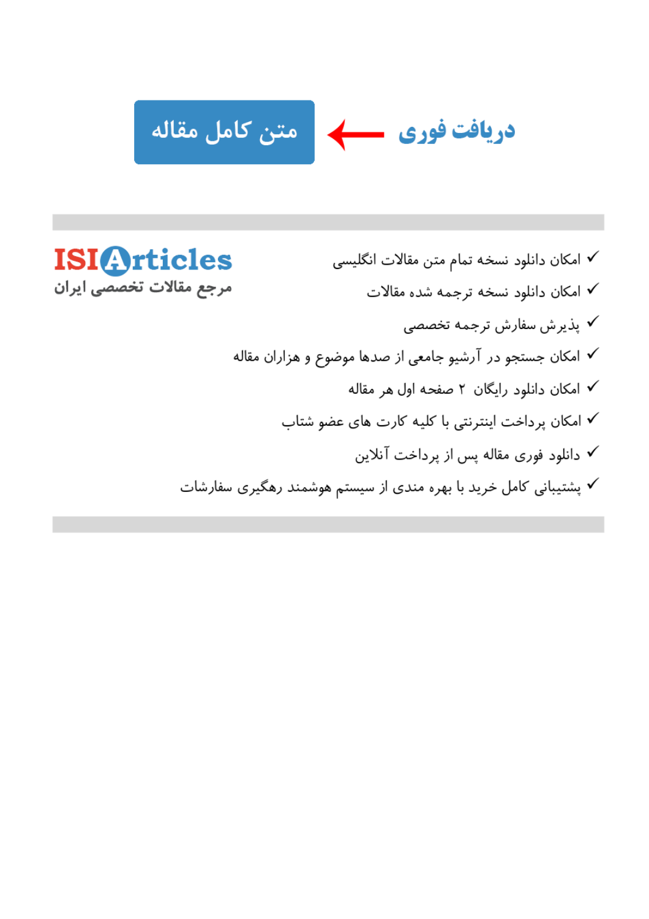دریافت فوری ← متن کامل مقاله

**ISIArticles**
مرجع مقالات تخصصی ایران

- ✓ امکان دانلود نسخه تمام متن مقالات انگلیسی
- ✓ امکان دانلود نسخه ترجمه شده مقالات
- ✓ پذیرش سفارش ترجمه تخصصی
- ✓ امکان جستجو در آرشیو جامعی از صدها موضوع و هزاران مقاله
- ✓ امکان دانلود رایگان ۲ صفحه اول هر مقاله
- ✓ امکان پرداخت اینترنتی با کلیه کارت های عضو شتاب
- ✓ دانلود فوری مقاله پس از پرداخت آنلاین
- ✓ پشتیبانی کامل خرید با بهره مندی از سیستم هوشمند رهگیری سفارشات